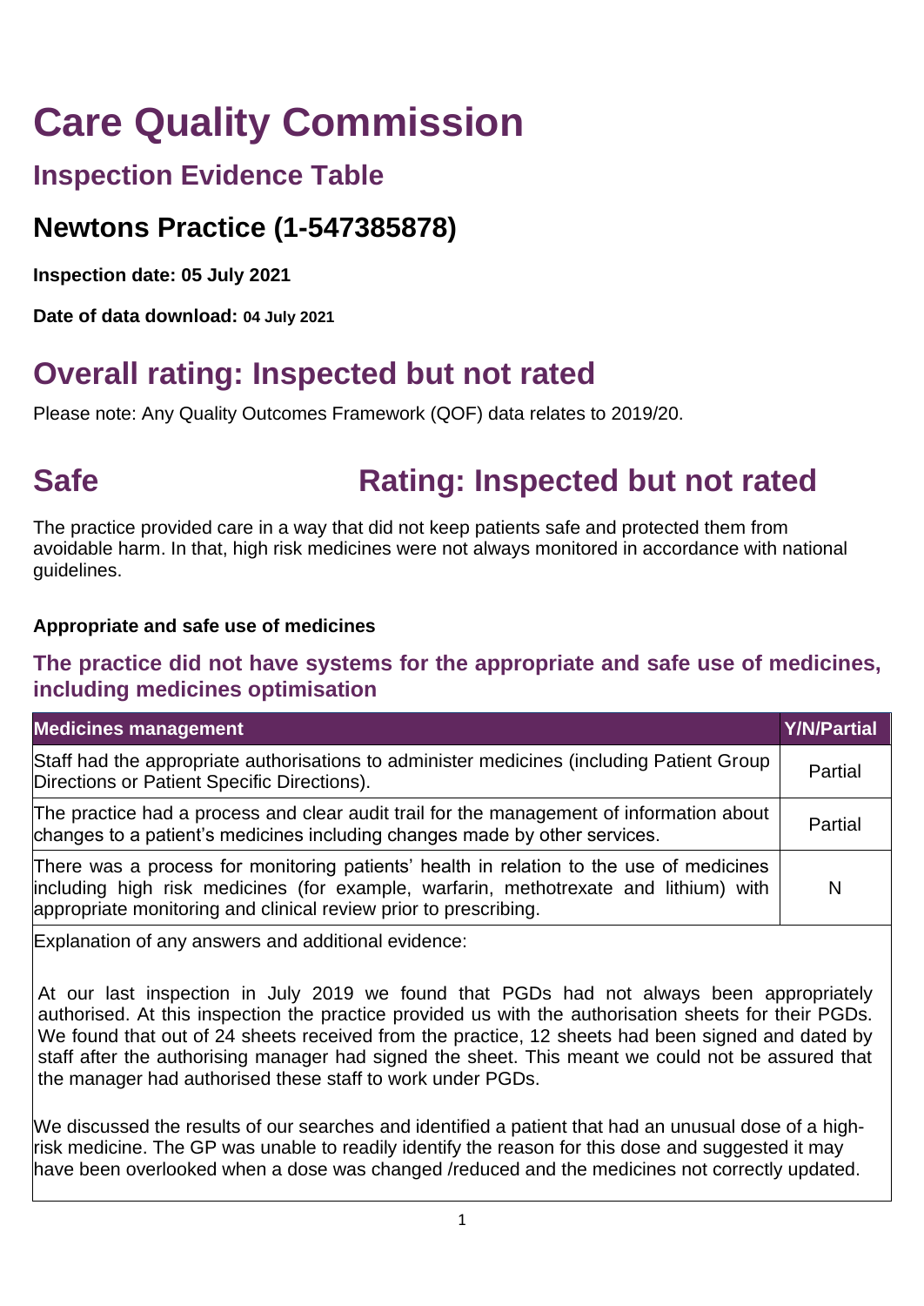# Care Quality Commission

## Inspection Evidence Table

## Newtons Practice (1-547385878)

**Inspection date: 05 July 2021**

**Date of data download: 04 July 2021**

# Overall rating: Inspected but not rated

Please note: Any Quality Outcomes Framework (QOF) data relates to 2019/20.

# Safe Rating: Inspected but not rated

The practice provided care in a way that did not keep patients safe and protected them from avoidable harm. In that, high risk medicines were not always monitored in accordance with national guidelines.

**Appropriate and safe use of medicines**

### The practice did not have systems for the appropriate and safe use of medicines, including medicines optimisation

| Medicines management | Y/N/Partial |
|---|---|
| Staff had the appropriate authorisations to administer medicines (including Patient Group Directions or Patient Specific Directions). | Partial |
| The practice had a process and clear audit trail for the management of information about changes to a patient's medicines including changes made by other services. | Partial |
| There was a process for monitoring patients' health in relation to the use of medicines including high risk medicines (for example, warfarin, methotrexate and lithium) with appropriate monitoring and clinical review prior to prescribing. | N |

Explanation of any answers and additional evidence:

At our last inspection in July 2019 we found that PGDs had not always been appropriately authorised. At this inspection the practice provided us with the authorisation sheets for their PGDs. We found that out of 24 sheets received from the practice, 12 sheets had been signed and dated by staff after the authorising manager had signed the sheet. This meant we could not be assured that the manager had authorised these staff to work under PGDs.

We discussed the results of our searches and identified a patient that had an unusual dose of a high-risk medicine. The GP was unable to readily identify the reason for this dose and suggested it may have been overlooked when a dose was changed /reduced and the medicines not correctly updated.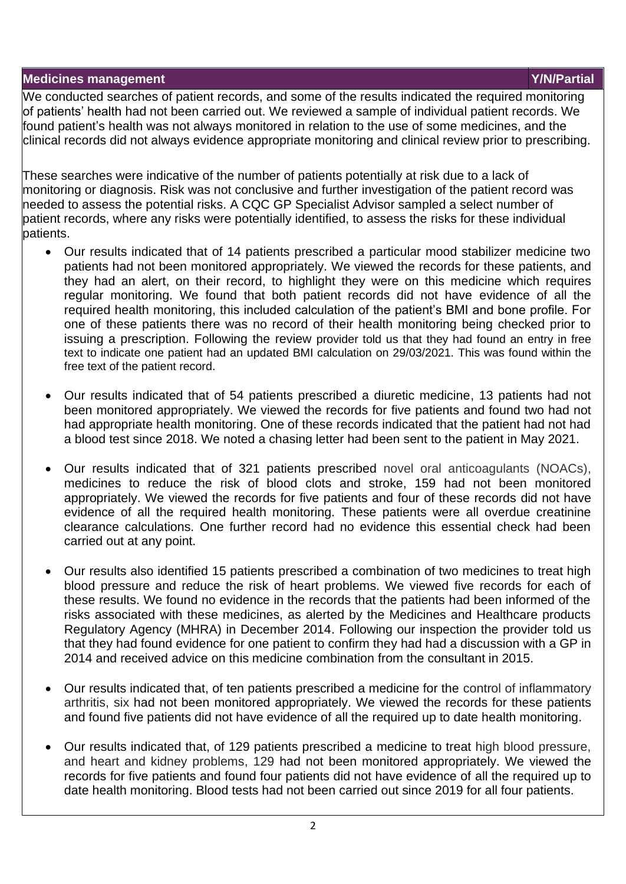| Medicines management | Y/N/Partial |
| --- | --- |

We conducted searches of patient records, and some of the results indicated the required monitoring of patients' health had not been carried out. We reviewed a sample of individual patient records. We found patient's health was not always monitored in relation to the use of some medicines, and the clinical records did not always evidence appropriate monitoring and clinical review prior to prescribing.

These searches were indicative of the number of patients potentially at risk due to a lack of monitoring or diagnosis. Risk was not conclusive and further investigation of the patient record was needed to assess the potential risks. A CQC GP Specialist Advisor sampled a select number of patient records, where any risks were potentially identified, to assess the risks for these individual patients.

- Our results indicated that of 14 patients prescribed a particular mood stabilizer medicine two patients had not been monitored appropriately. We viewed the records for these patients, and they had an alert, on their record, to highlight they were on this medicine which requires regular monitoring. We found that both patient records did not have evidence of all the required health monitoring, this included calculation of the patient's BMI and bone profile. For one of these patients there was no record of their health monitoring being checked prior to issuing a prescription. Following the review provider told us that they had found an entry in free text to indicate one patient had an updated BMI calculation on 29/03/2021. This was found within the free text of the patient record.

- Our results indicated that of 54 patients prescribed a diuretic medicine, 13 patients had not been monitored appropriately. We viewed the records for five patients and found two had not had appropriate health monitoring. One of these records indicated that the patient had not had a blood test since 2018. We noted a chasing letter had been sent to the patient in May 2021.

- Our results indicated that of 321 patients prescribed novel oral anticoagulants (NOACs), medicines to reduce the risk of blood clots and stroke, 159 had not been monitored appropriately. We viewed the records for five patients and four of these records did not have evidence of all the required health monitoring. These patients were all overdue creatinine clearance calculations. One further record had no evidence this essential check had been carried out at any point.

- Our results also identified 15 patients prescribed a combination of two medicines to treat high blood pressure and reduce the risk of heart problems. We viewed five records for each of these results. We found no evidence in the records that the patients had been informed of the risks associated with these medicines, as alerted by the Medicines and Healthcare products Regulatory Agency (MHRA) in December 2014. Following our inspection the provider told us that they had found evidence for one patient to confirm they had had a discussion with a GP in 2014 and received advice on this medicine combination from the consultant in 2015.

- Our results indicated that, of ten patients prescribed a medicine for the control of inflammatory arthritis, six had not been monitored appropriately. We viewed the records for these patients and found five patients did not have evidence of all the required up to date health monitoring.

- Our results indicated that, of 129 patients prescribed a medicine to treat high blood pressure, and heart and kidney problems, 129 had not been monitored appropriately. We viewed the records for five patients and found four patients did not have evidence of all the required up to date health monitoring. Blood tests had not been carried out since 2019 for all four patients.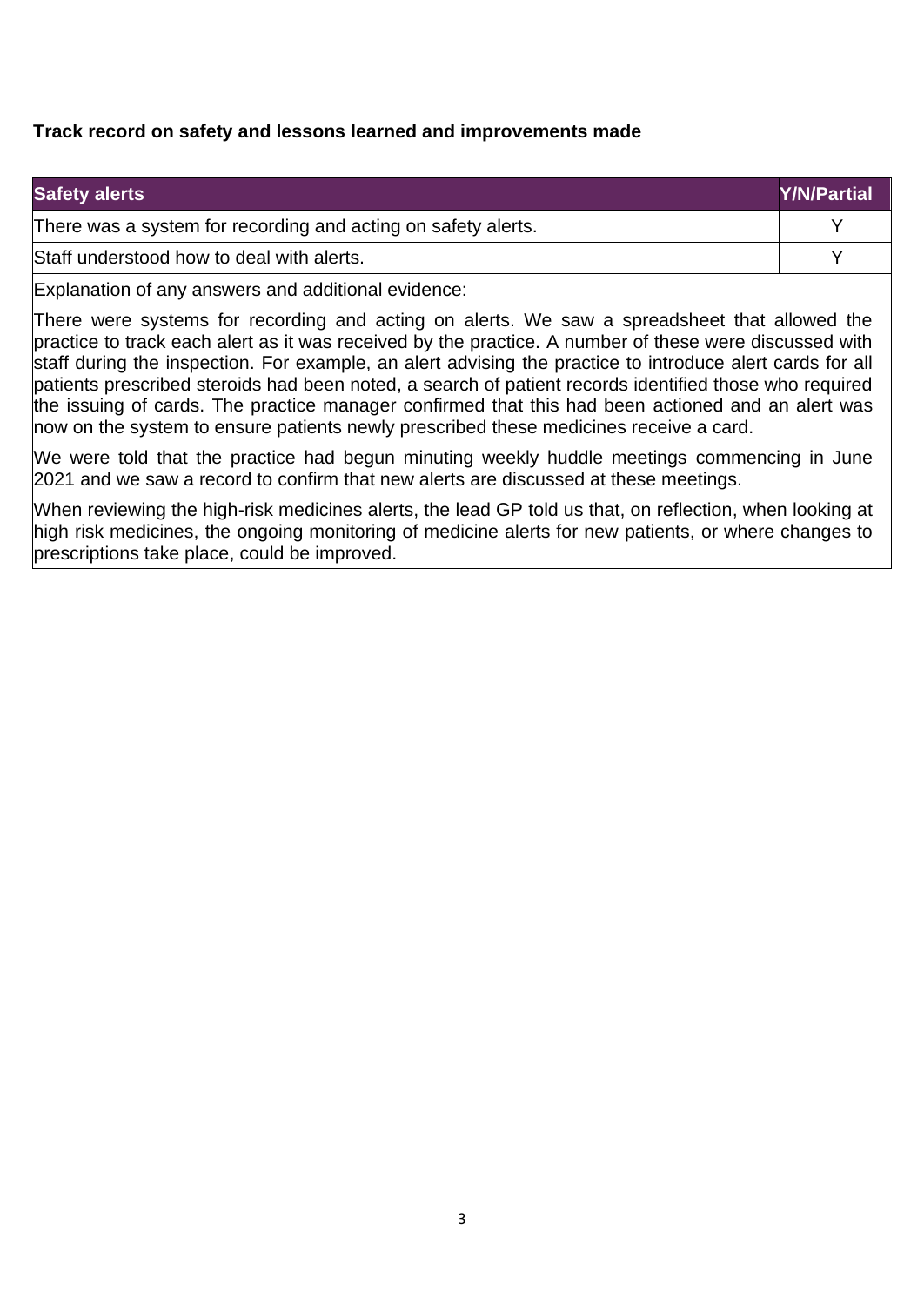**Track record on safety and lessons learned and improvements made**

| Safety alerts | Y/N/Partial |
|---|---|
| There was a system for recording and acting on safety alerts. | Y |
| Staff understood how to deal with alerts. | Y |

Explanation of any answers and additional evidence:

There were systems for recording and acting on alerts. We saw a spreadsheet that allowed the practice to track each alert as it was received by the practice. A number of these were discussed with staff during the inspection. For example, an alert advising the practice to introduce alert cards for all patients prescribed steroids had been noted, a search of patient records identified those who required the issuing of cards. The practice manager confirmed that this had been actioned and an alert was now on the system to ensure patients newly prescribed these medicines receive a card.

We were told that the practice had begun minuting weekly huddle meetings commencing in June 2021 and we saw a record to confirm that new alerts are discussed at these meetings.

When reviewing the high-risk medicines alerts, the lead GP told us that, on reflection, when looking at high risk medicines, the ongoing monitoring of medicine alerts for new patients, or where changes to prescriptions take place, could be improved.